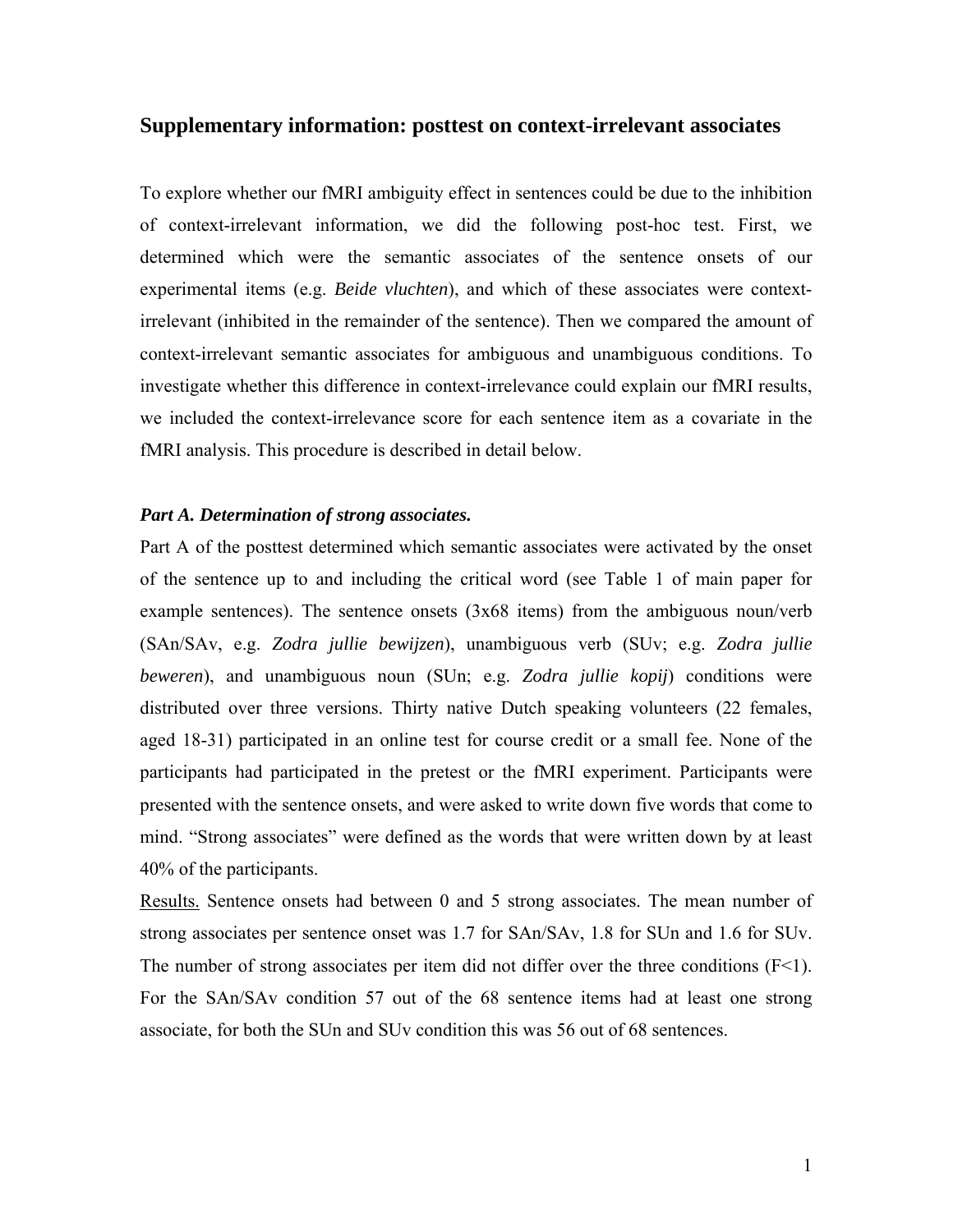## Supplementary information: posttest on context-irrelevant associates

To explore whether our fMRI ambiguity effect in sentences could be due to the inhibition of context-irrelevant information, we did the following post-hoc test. First, we determined which were the semantic associates of the sentence onsets of our experimental items (e.g. *Beide vluchten*), and which of these associates were context-irrelevant (inhibited in the remainder of the sentence). Then we compared the amount of context-irrelevant semantic associates for ambiguous and unambiguous conditions. To investigate whether this difference in context-irrelevance could explain our fMRI results, we included the context-irrelevance score for each sentence item as a covariate in the fMRI analysis. This procedure is described in detail below.

### *Part A. Determination of strong associates.*

Part A of the posttest determined which semantic associates were activated by the onset of the sentence up to and including the critical word (see Table 1 of main paper for example sentences). The sentence onsets (3x68 items) from the ambiguous noun/verb (SAn/SAv, e.g. *Zodra jullie bewijzen*), unambiguous verb (SUv; e.g. *Zodra jullie beweren*), and unambiguous noun (SUn; e.g. *Zodra jullie kopij*) conditions were distributed over three versions. Thirty native Dutch speaking volunteers (22 females, aged 18-31) participated in an online test for course credit or a small fee. None of the participants had participated in the pretest or the fMRI experiment. Participants were presented with the sentence onsets, and were asked to write down five words that come to mind. "Strong associates" were defined as the words that were written down by at least 40% of the participants.

Results. Sentence onsets had between 0 and 5 strong associates. The mean number of strong associates per sentence onset was 1.7 for SAn/SAv, 1.8 for SUn and 1.6 for SUv. The number of strong associates per item did not differ over the three conditions ($F<1$). For the SAn/SAv condition 57 out of the 68 sentence items had at least one strong associate, for both the SUn and SUv condition this was 56 out of 68 sentences.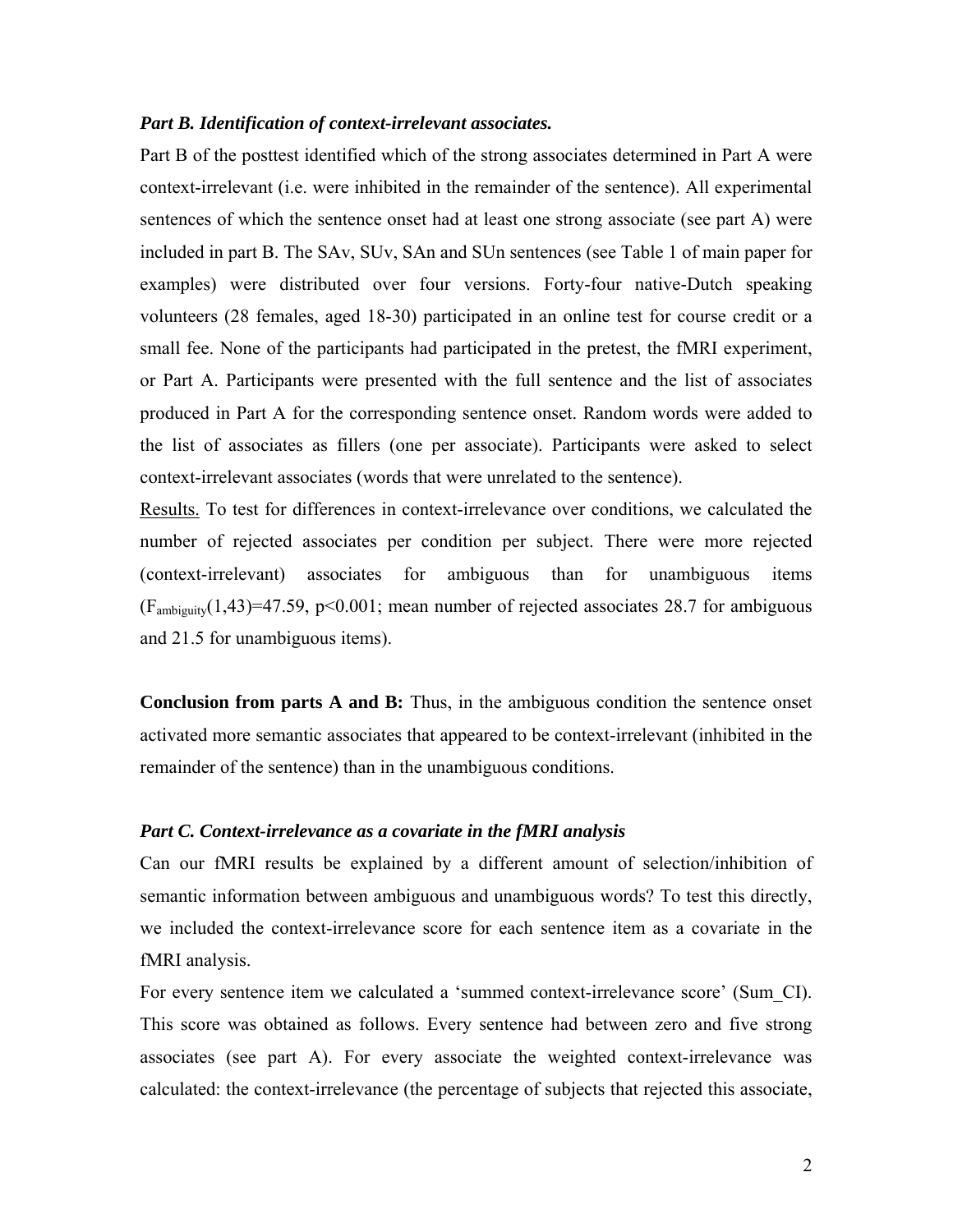### *Part B. Identification of context-irrelevant associates.*

Part B of the posttest identified which of the strong associates determined in Part A were context-irrelevant (i.e. were inhibited in the remainder of the sentence). All experimental sentences of which the sentence onset had at least one strong associate (see part A) were included in part B. The SAv, SUv, SAn and SUn sentences (see Table 1 of main paper for examples) were distributed over four versions. Forty-four native-Dutch speaking volunteers (28 females, aged 18-30) participated in an online test for course credit or a small fee. None of the participants had participated in the pretest, the fMRI experiment, or Part A. Participants were presented with the full sentence and the list of associates produced in Part A for the corresponding sentence onset. Random words were added to the list of associates as fillers (one per associate). Participants were asked to select context-irrelevant associates (words that were unrelated to the sentence).

Results. To test for differences in context-irrelevance over conditions, we calculated the number of rejected associates per condition per subject. There were more rejected (context-irrelevant) associates for ambiguous than for unambiguous items ($F_{ambiguity}(1,43)=47.59$, $p<0.001$; mean number of rejected associates 28.7 for ambiguous and 21.5 for unambiguous items).

**Conclusion from parts A and B:** Thus, in the ambiguous condition the sentence onset activated more semantic associates that appeared to be context-irrelevant (inhibited in the remainder of the sentence) than in the unambiguous conditions.

### *Part C. Context-irrelevance as a covariate in the fMRI analysis*

Can our fMRI results be explained by a different amount of selection/inhibition of semantic information between ambiguous and unambiguous words? To test this directly, we included the context-irrelevance score for each sentence item as a covariate in the fMRI analysis.

For every sentence item we calculated a 'summed context-irrelevance score' (Sum_CI). This score was obtained as follows. Every sentence had between zero and five strong associates (see part A). For every associate the weighted context-irrelevance was calculated: the context-irrelevance (the percentage of subjects that rejected this associate,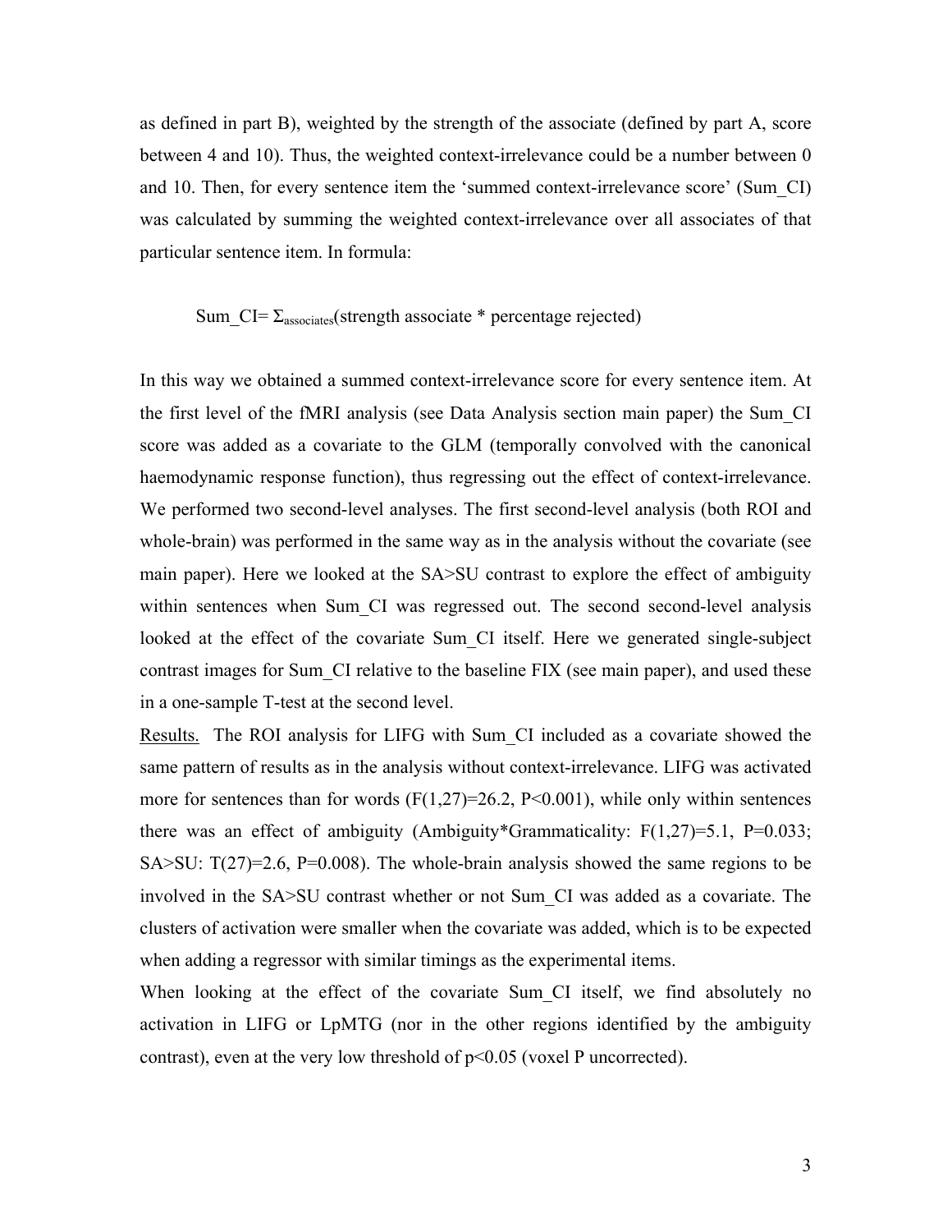as defined in part B), weighted by the strength of the associate (defined by part A, score between 4 and 10). Thus, the weighted context-irrelevance could be a number between 0 and 10. Then, for every sentence item the 'summed context-irrelevance score' (Sum_CI) was calculated by summing the weighted context-irrelevance over all associates of that particular sentence item. In formula:

$$\text{Sum\_CI} = \Sigma_{\text{associates}}(\text{strength associate} * \text{percentage rejected})$$

In this way we obtained a summed context-irrelevance score for every sentence item. At the first level of the fMRI analysis (see Data Analysis section main paper) the Sum_CI score was added as a covariate to the GLM (temporally convolved with the canonical haemodynamic response function), thus regressing out the effect of context-irrelevance. We performed two second-level analyses. The first second-level analysis (both ROI and whole-brain) was performed in the same way as in the analysis without the covariate (see main paper). Here we looked at the SA>SU contrast to explore the effect of ambiguity within sentences when Sum_CI was regressed out. The second second-level analysis looked at the effect of the covariate Sum_CI itself. Here we generated single-subject contrast images for Sum_CI relative to the baseline FIX (see main paper), and used these in a one-sample T-test at the second level.

<u>Results.</u> The ROI analysis for LIFG with Sum_CI included as a covariate showed the same pattern of results as in the analysis without context-irrelevance. LIFG was activated more for sentences than for words ($F(1,27)=26.2$, $P<0.001$), while only within sentences there was an effect of ambiguity (Ambiguity*Grammaticality: $F(1,27)=5.1$, $P=0.033$; SA>SU: $T(27)=2.6$, $P=0.008$). The whole-brain analysis showed the same regions to be involved in the SA>SU contrast whether or not Sum_CI was added as a covariate. The clusters of activation were smaller when the covariate was added, which is to be expected when adding a regressor with similar timings as the experimental items.

When looking at the effect of the covariate Sum_CI itself, we find absolutely no activation in LIFG or LpMTG (nor in the other regions identified by the ambiguity contrast), even at the very low threshold of $p<0.05$ (voxel P uncorrected).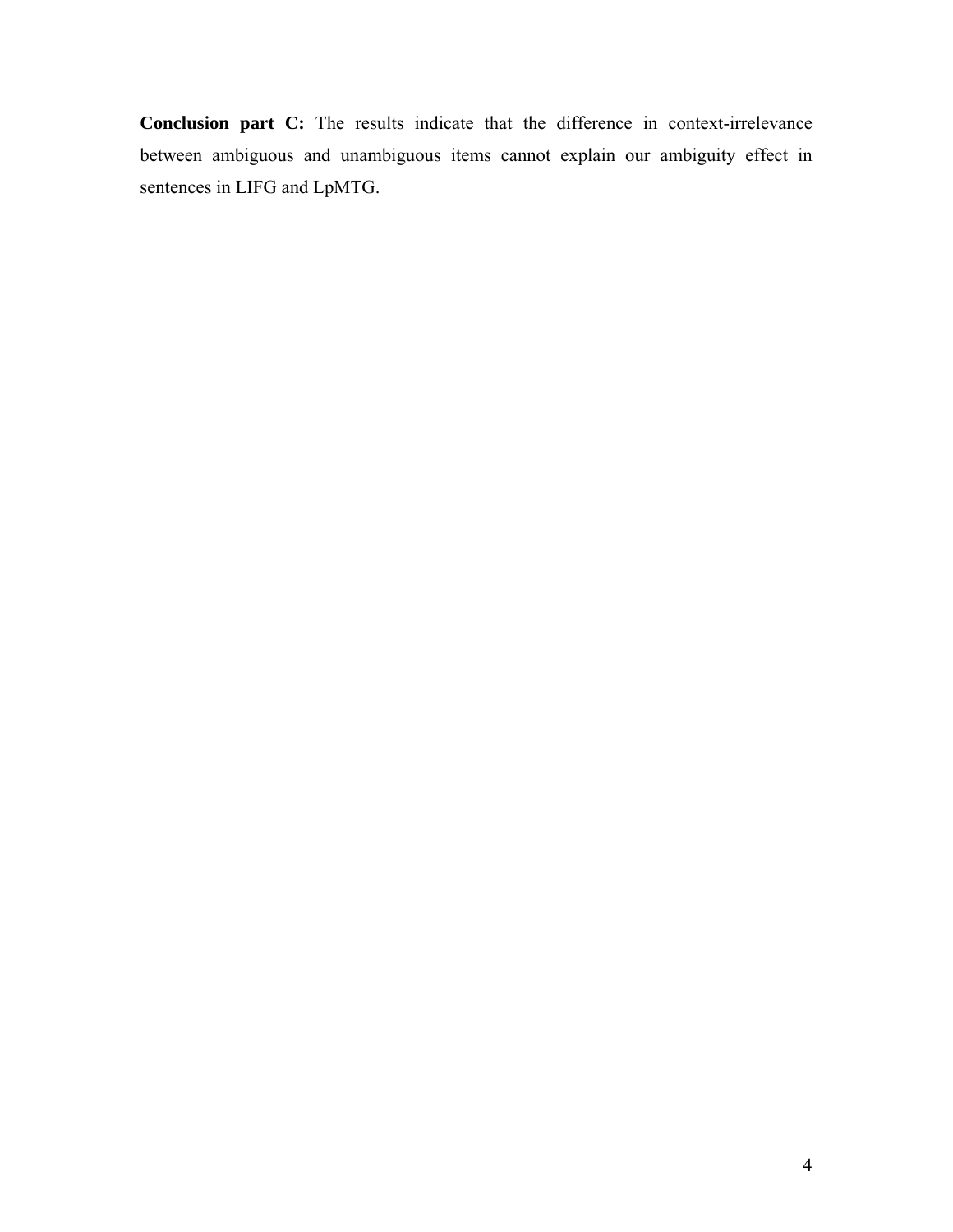**Conclusion part C:** The results indicate that the difference in context-irrelevance between ambiguous and unambiguous items cannot explain our ambiguity effect in sentences in LIFG and LpMTG.